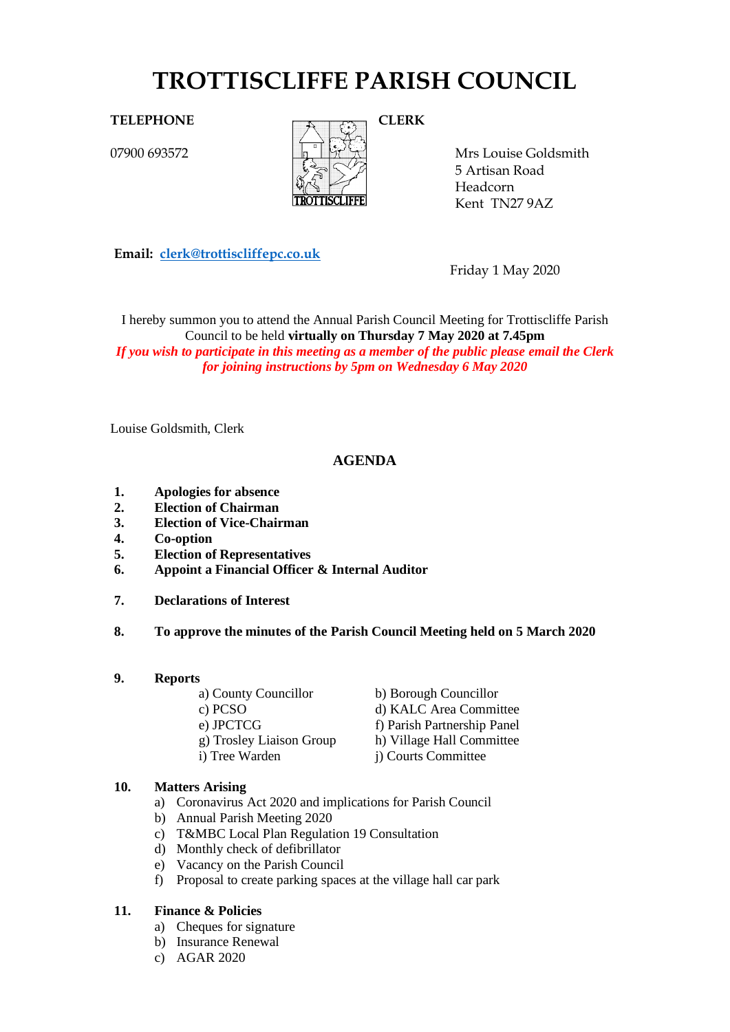# TROTTISCLIFFE PARISH COUNCIL

**TELEPHONE**

07900 693572

**CLERK**

Mrs Louise Goldsmith
5 Artisan Road
Headcorn
Kent TN27 9AZ

**Email:** clerk@trottiscliffepc.co.uk

Friday 1 May 2020

I hereby summon you to attend the Annual Parish Council Meeting for Trottiscliffe Parish Council to be held **virtually on Thursday 7 May 2020 at 7.45pm**

***If you wish to participate in this meeting as a member of the public please email the Clerk for joining instructions by 5pm on Wednesday 6 May 2020***

Louise Goldsmith, Clerk

## AGENDA

1. **Apologies for absence**
2. **Election of Chairman**
3. **Election of Vice-Chairman**
4. **Co-option**
5. **Election of Representatives**
6. **Appoint a Financial Officer & Internal Auditor**
7. **Declarations of Interest**
8. **To approve the minutes of the Parish Council Meeting held on 5 March 2020**
9. **Reports**
   - a) County Councillor
   - b) Borough Councillor
   - c) PCSO
   - d) KALC Area Committee
   - e) JPCTCG
   - f) Parish Partnership Panel
   - g) Trosley Liaison Group
   - h) Village Hall Committee
   - i) Tree Warden
   - j) Courts Committee
10. **Matters Arising**
    - a) Coronavirus Act 2020 and implications for Parish Council
    - b) Annual Parish Meeting 2020
    - c) T&MBC Local Plan Regulation 19 Consultation
    - d) Monthly check of defibrillator
    - e) Vacancy on the Parish Council
    - f) Proposal to create parking spaces at the village hall car park
11. **Finance & Policies**
    - a) Cheques for signature
    - b) Insurance Renewal
    - c) AGAR 2020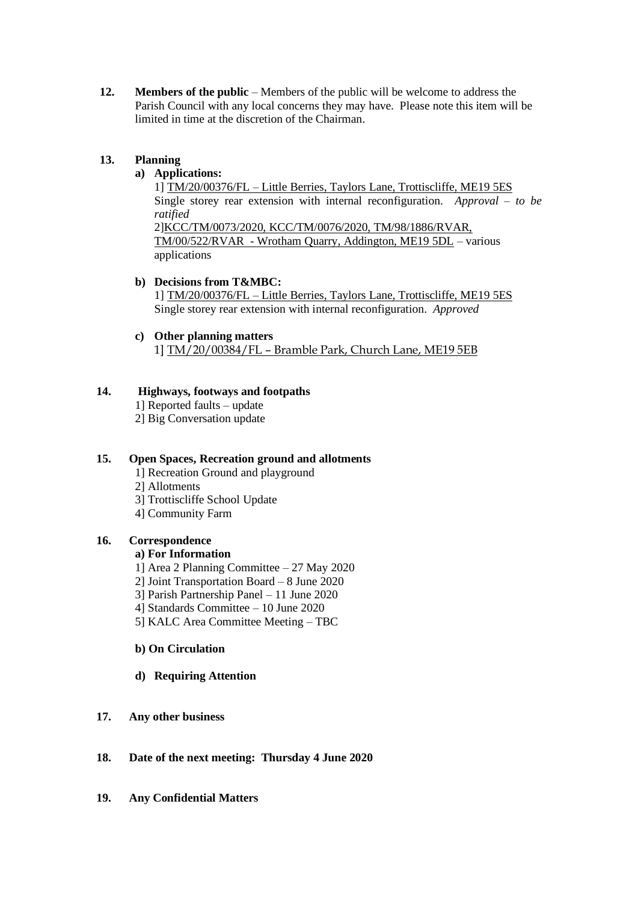**12. Members of the public** – Members of the public will be welcome to address the Parish Council with any local concerns they may have. Please note this item will be limited in time at the discretion of the Chairman.

**13. Planning**

**a) Applications:**

1] TM/20/00376/FL – Little Berries, Taylors Lane, Trottiscliffe, ME19 5ES
Single storey rear extension with internal reconfiguration. *Approval – to be ratified*

2]KCC/TM/0073/2020, KCC/TM/0076/2020, TM/98/1886/RVAR, TM/00/522/RVAR - Wrotham Quarry, Addington, ME19 5DL – various applications

**b) Decisions from T&MBC:**

1] TM/20/00376/FL – Little Berries, Taylors Lane, Trottiscliffe, ME19 5ES
Single storey rear extension with internal reconfiguration. *Approved*

**c) Other planning matters**

1] TM/20/00384/FL – Bramble Park, Church Lane, ME19 5EB

**14. Highways, footways and footpaths**

1] Reported faults – update
2] Big Conversation update

**15. Open Spaces, Recreation ground and allotments**

1] Recreation Ground and playground
2] Allotments
3] Trottiscliffe School Update
4] Community Farm

**16. Correspondence**

**a) For Information**

1] Area 2 Planning Committee – 27 May 2020
2] Joint Transportation Board – 8 June 2020
3] Parish Partnership Panel – 11 June 2020
4] Standards Committee – 10 June 2020
5] KALC Area Committee Meeting – TBC

**b) On Circulation**

**d) Requiring Attention**

**17. Any other business**

**18. Date of the next meeting: Thursday 4 June 2020**

**19. Any Confidential Matters**